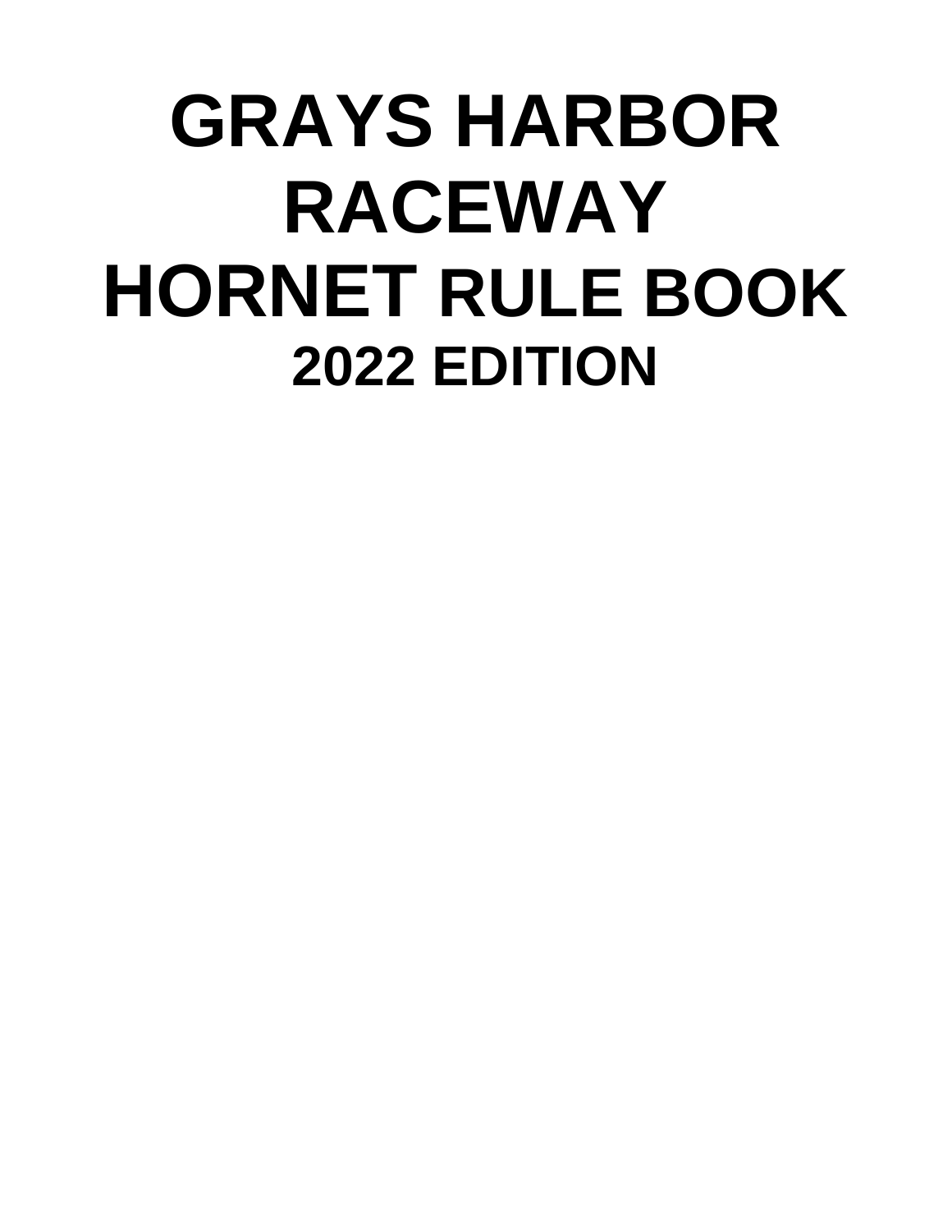# GRAYS HARBOR RACEWAY HORNET RULE BOOK

## 2022 EDITION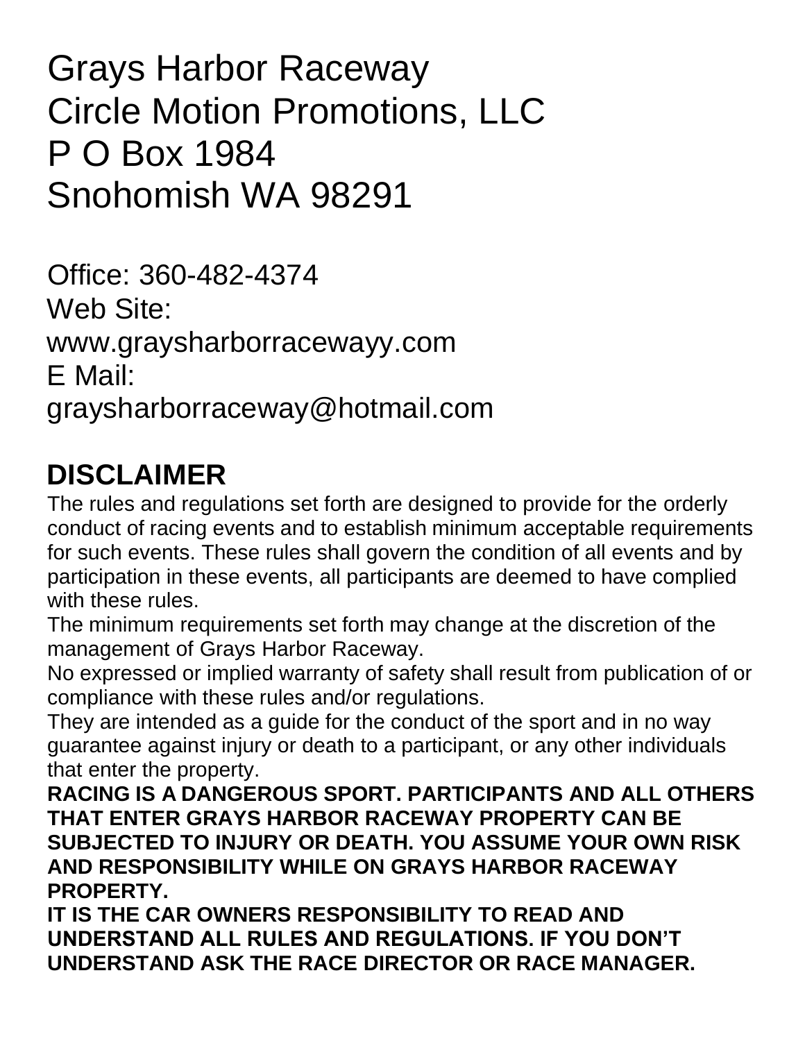# Grays Harbor Raceway
# Circle Motion Promotions, LLC
# P O Box 1984
# Snohomish WA 98291

Office: 360-482-4374
Web Site:
www.graysharborracewayy.com
E Mail:
graysharborraceway@hotmail.com

## DISCLAIMER

The rules and regulations set forth are designed to provide for the orderly conduct of racing events and to establish minimum acceptable requirements for such events. These rules shall govern the condition of all events and by participation in these events, all participants are deemed to have complied with these rules.

The minimum requirements set forth may change at the discretion of the management of Grays Harbor Raceway.

No expressed or implied warranty of safety shall result from publication of or compliance with these rules and/or regulations.

They are intended as a guide for the conduct of the sport and in no way guarantee against injury or death to a participant, or any other individuals that enter the property.

**RACING IS A DANGEROUS SPORT. PARTICIPANTS AND ALL OTHERS THAT ENTER GRAYS HARBOR RACEWAY PROPERTY CAN BE SUBJECTED TO INJURY OR DEATH. YOU ASSUME YOUR OWN RISK AND RESPONSIBILITY WHILE ON GRAYS HARBOR RACEWAY PROPERTY.**

**IT IS THE CAR OWNERS RESPONSIBILITY TO READ AND UNDERSTAND ALL RULES AND REGULATIONS. IF YOU DON'T UNDERSTAND ASK THE RACE DIRECTOR OR RACE MANAGER.**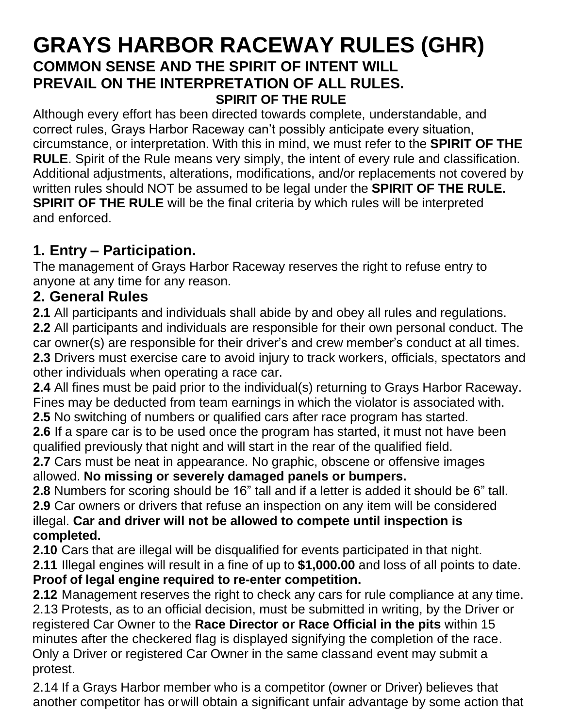# GRAYS HARBOR RACEWAY RULES (GHR)

## COMMON SENSE AND THE SPIRIT OF INTENT WILL PREVAIL ON THE INTERPRETATION OF ALL RULES.

### SPIRIT OF THE RULE

Although every effort has been directed towards complete, understandable, and correct rules, Grays Harbor Raceway can't possibly anticipate every situation, circumstance, or interpretation. With this in mind, we must refer to the **SPIRIT OF THE RULE**. Spirit of the Rule means very simply, the intent of every rule and classification. Additional adjustments, alterations, modifications, and/or replacements not covered by written rules should NOT be assumed to be legal under the **SPIRIT OF THE RULE. SPIRIT OF THE RULE** will be the final criteria by which rules will be interpreted and enforced.

## 1. Entry – Participation.

The management of Grays Harbor Raceway reserves the right to refuse entry to anyone at any time for any reason.

## 2. General Rules

**2.1** All participants and individuals shall abide by and obey all rules and regulations.

**2.2** All participants and individuals are responsible for their own personal conduct. The car owner(s) are responsible for their driver's and crew member's conduct at all times.

**2.3** Drivers must exercise care to avoid injury to track workers, officials, spectators and other individuals when operating a race car.

**2.4** All fines must be paid prior to the individual(s) returning to Grays Harbor Raceway. Fines may be deducted from team earnings in which the violator is associated with.

**2.5** No switching of numbers or qualified cars after race program has started.

**2.6** If a spare car is to be used once the program has started, it must not have been qualified previously that night and will start in the rear of the qualified field.

**2.7** Cars must be neat in appearance. No graphic, obscene or offensive images allowed. **No missing or severely damaged panels or bumpers.**

**2.8** Numbers for scoring should be 16" tall and if a letter is added it should be 6" tall.

**2.9** Car owners or drivers that refuse an inspection on any item will be considered illegal. **Car and driver will not be allowed to compete until inspection is completed.**

**2.10** Cars that are illegal will be disqualified for events participated in that night.

**2.11** Illegal engines will result in a fine of up to **$1,000.00** and loss of all points to date. **Proof of legal engine required to re-enter competition.**

**2.12** Management reserves the right to check any cars for rule compliance at any time.

2.13 Protests, as to an official decision, must be submitted in writing, by the Driver or registered Car Owner to the **Race Director or Race Official in the pits** within 15 minutes after the checkered flag is displayed signifying the completion of the race. Only a Driver or registered Car Owner in the same class and event may submit a protest.

2.14 If a Grays Harbor member who is a competitor (owner or Driver) believes that another competitor has or will obtain a significant unfair advantage by some action that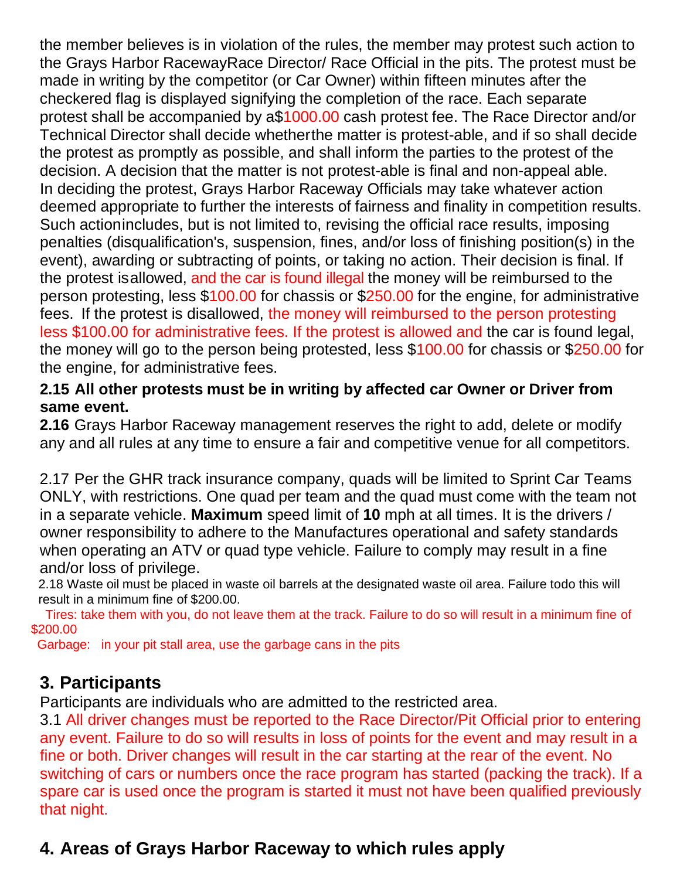the member believes is in violation of the rules, the member may protest such action to the Grays Harbor RacewayRace Director/ Race Official in the pits. The protest must be made in writing by the competitor (or Car Owner) within fifteen minutes after the checkered flag is displayed signifying the completion of the race. Each separate protest shall be accompanied by a$1000.00 cash protest fee. The Race Director and/or Technical Director shall decide whetherthe matter is protest-able, and if so shall decide the protest as promptly as possible, and shall inform the parties to the protest of the decision. A decision that the matter is not protest-able is final and non-appeal able. In deciding the protest, Grays Harbor Raceway Officials may take whatever action deemed appropriate to further the interests of fairness and finality in competition results. Such actionincludes, but is not limited to, revising the official race results, imposing penalties (disqualification's, suspension, fines, and/or loss of finishing position(s) in the event), awarding or subtracting of points, or taking no action. Their decision is final. If the protest isallowed, and the car is found illegal the money will be reimbursed to the person protesting, less $100.00 for chassis or $250.00 for the engine, for administrative fees. If the protest is disallowed, the money will reimbursed to the person protesting less $100.00 for administrative fees. If the protest is allowed and the car is found legal, the money will go to the person being protested, less $100.00 for chassis or $250.00 for the engine, for administrative fees.

**2.15 All other protests must be in writing by affected car Owner or Driver from same event.**

**2.16** Grays Harbor Raceway management reserves the right to add, delete or modify any and all rules at any time to ensure a fair and competitive venue for all competitors.

2.17 Per the GHR track insurance company, quads will be limited to Sprint Car Teams ONLY, with restrictions. One quad per team and the quad must come with the team not in a separate vehicle. **Maximum** speed limit of **10** mph at all times. It is the drivers / owner responsibility to adhere to the Manufactures operational and safety standards when operating an ATV or quad type vehicle. Failure to comply may result in a fine and/or loss of privilege.

2.18 Waste oil must be placed in waste oil barrels at the designated waste oil area. Failure todo this will result in a minimum fine of $200.00.

Tires: take them with you, do not leave them at the track. Failure to do so will result in a minimum fine of $200.00

Garbage: in your pit stall area, use the garbage cans in the pits

## 3. Participants

Participants are individuals who are admitted to the restricted area.

3.1 All driver changes must be reported to the Race Director/Pit Official prior to entering any event. Failure to do so will results in loss of points for the event and may result in a fine or both. Driver changes will result in the car starting at the rear of the event. No switching of cars or numbers once the race program has started (packing the track). If a spare car is used once the program is started it must not have been qualified previously that night.

## 4. Areas of Grays Harbor Raceway to which rules apply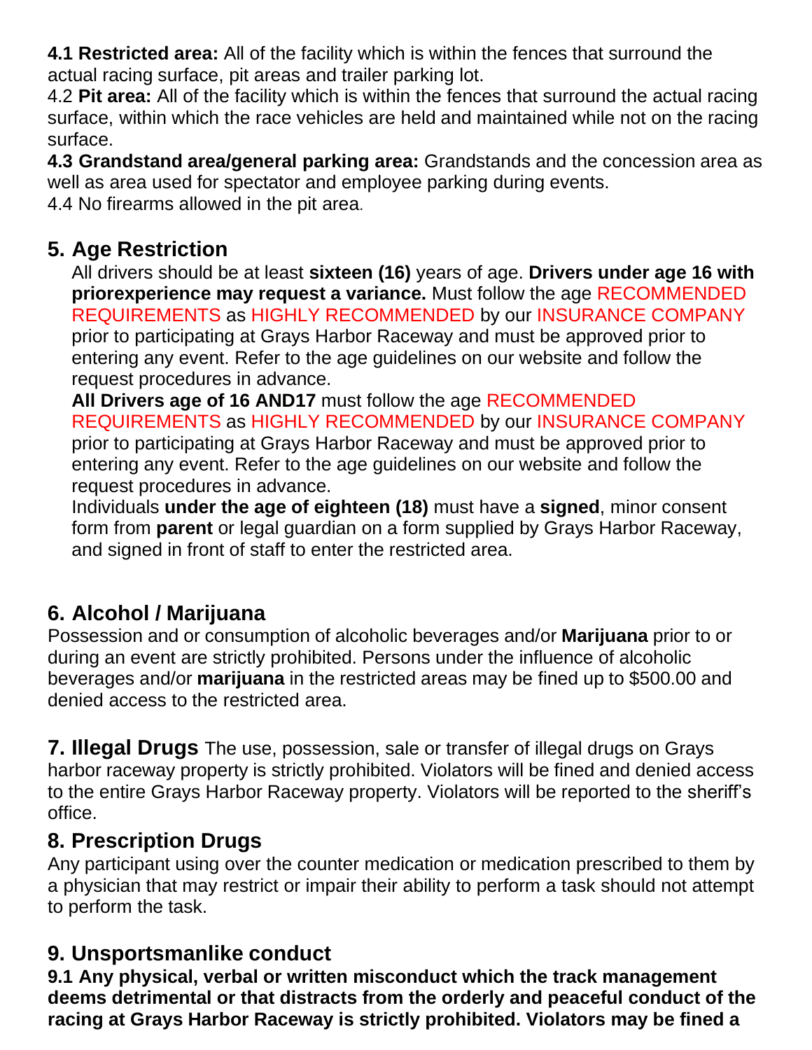**4.1 Restricted area:** All of the facility which is within the fences that surround the actual racing surface, pit areas and trailer parking lot.

4.2 **Pit area:** All of the facility which is within the fences that surround the actual racing surface, within which the race vehicles are held and maintained while not on the racing surface.

**4.3 Grandstand area/general parking area:** Grandstands and the concession area as well as area used for spectator and employee parking during events.

4.4 No firearms allowed in the pit area.

## 5. Age Restriction

All drivers should be at least **sixteen (16)** years of age. **Drivers under age 16 with priorexperience may request a variance.** Must follow the age RECOMMENDED REQUIREMENTS as HIGHLY RECOMMENDED by our INSURANCE COMPANY prior to participating at Grays Harbor Raceway and must be approved prior to entering any event. Refer to the age guidelines on our website and follow the request procedures in advance.

**All Drivers age of 16 AND17** must follow the age RECOMMENDED REQUIREMENTS as HIGHLY RECOMMENDED by our INSURANCE COMPANY prior to participating at Grays Harbor Raceway and must be approved prior to entering any event. Refer to the age guidelines on our website and follow the request procedures in advance.

Individuals **under the age of eighteen (18)** must have a **signed**, minor consent form from **parent** or legal guardian on a form supplied by Grays Harbor Raceway, and signed in front of staff to enter the restricted area.

## 6. Alcohol / Marijuana

Possession and or consumption of alcoholic beverages and/or **Marijuana** prior to or during an event are strictly prohibited. Persons under the influence of alcoholic beverages and/or **marijuana** in the restricted areas may be fined up to $500.00 and denied access to the restricted area.

**7. Illegal Drugs** The use, possession, sale or transfer of illegal drugs on Grays harbor raceway property is strictly prohibited. Violators will be fined and denied access to the entire Grays Harbor Raceway property. Violators will be reported to the sheriff's office.

## 8. Prescription Drugs

Any participant using over the counter medication or medication prescribed to them by a physician that may restrict or impair their ability to perform a task should not attempt to perform the task.

## 9. Unsportsmanlike conduct

**9.1 Any physical, verbal or written misconduct which the track management deems detrimental or that distracts from the orderly and peaceful conduct of the racing at Grays Harbor Raceway is strictly prohibited. Violators may be fined a**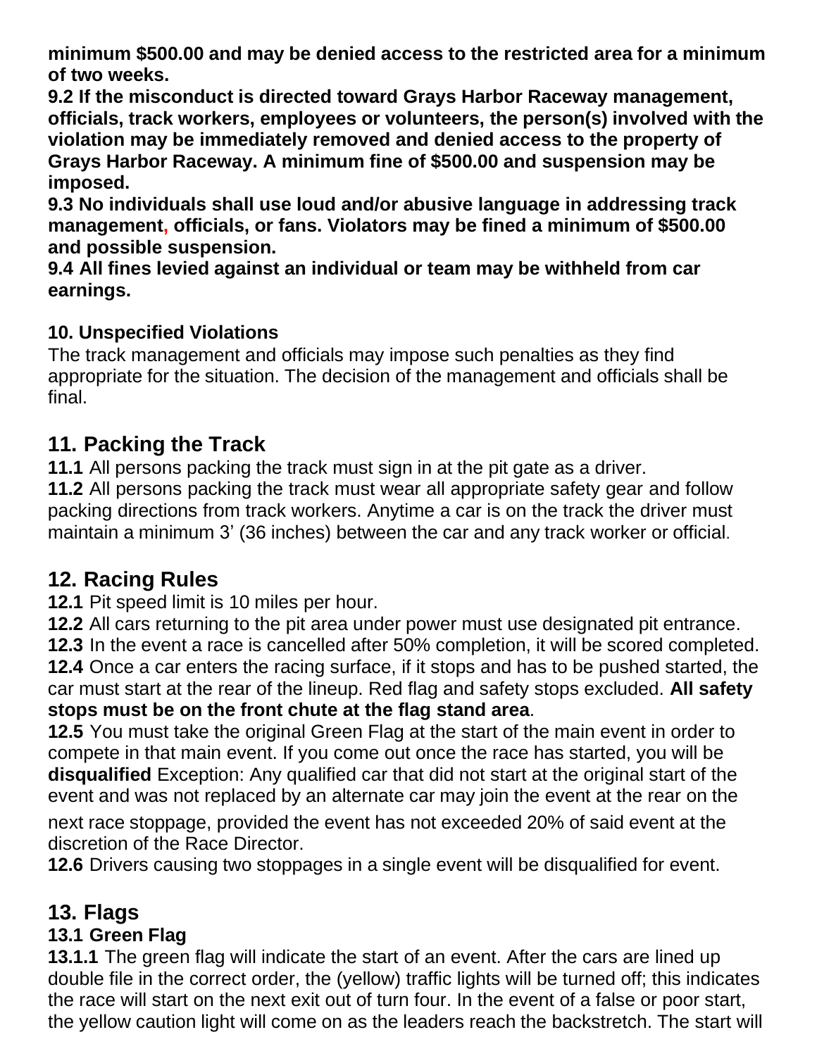**minimum $500.00 and may be denied access to the restricted area for a minimum of two weeks.**

**9.2 If the misconduct is directed toward Grays Harbor Raceway management, officials, track workers, employees or volunteers, the person(s) involved with the violation may be immediately removed and denied access to the property of Grays Harbor Raceway. A minimum fine of $500.00 and suspension may be imposed.**

**9.3 No individuals shall use loud and/or abusive language in addressing track management, officials, or fans. Violators may be fined a minimum of $500.00 and possible suspension.**

**9.4 All fines levied against an individual or team may be withheld from car earnings.**

**10. Unspecified Violations**

The track management and officials may impose such penalties as they find appropriate for the situation. The decision of the management and officials shall be final.

## 11. Packing the Track

**11.1** All persons packing the track must sign in at the pit gate as a driver.

**11.2** All persons packing the track must wear all appropriate safety gear and follow packing directions from track workers. Anytime a car is on the track the driver must maintain a minimum 3' (36 inches) between the car and any track worker or official.

## 12. Racing Rules

**12.1** Pit speed limit is 10 miles per hour.

**12.2** All cars returning to the pit area under power must use designated pit entrance.

**12.3** In the event a race is cancelled after 50% completion, it will be scored completed.

**12.4** Once a car enters the racing surface, if it stops and has to be pushed started, the car must start at the rear of the lineup. Red flag and safety stops excluded. **All safety stops must be on the front chute at the flag stand area**.

**12.5** You must take the original Green Flag at the start of the main event in order to compete in that main event. If you come out once the race has started, you will be **disqualified** Exception: Any qualified car that did not start at the original start of the event and was not replaced by an alternate car may join the event at the rear on the next race stoppage, provided the event has not exceeded 20% of said event at the discretion of the Race Director.

**12.6** Drivers causing two stoppages in a single event will be disqualified for event.

## 13. Flags

### 13.1 Green Flag

**13.1.1** The green flag will indicate the start of an event. After the cars are lined up double file in the correct order, the (yellow) traffic lights will be turned off; this indicates the race will start on the next exit out of turn four. In the event of a false or poor start, the yellow caution light will come on as the leaders reach the backstretch. The start will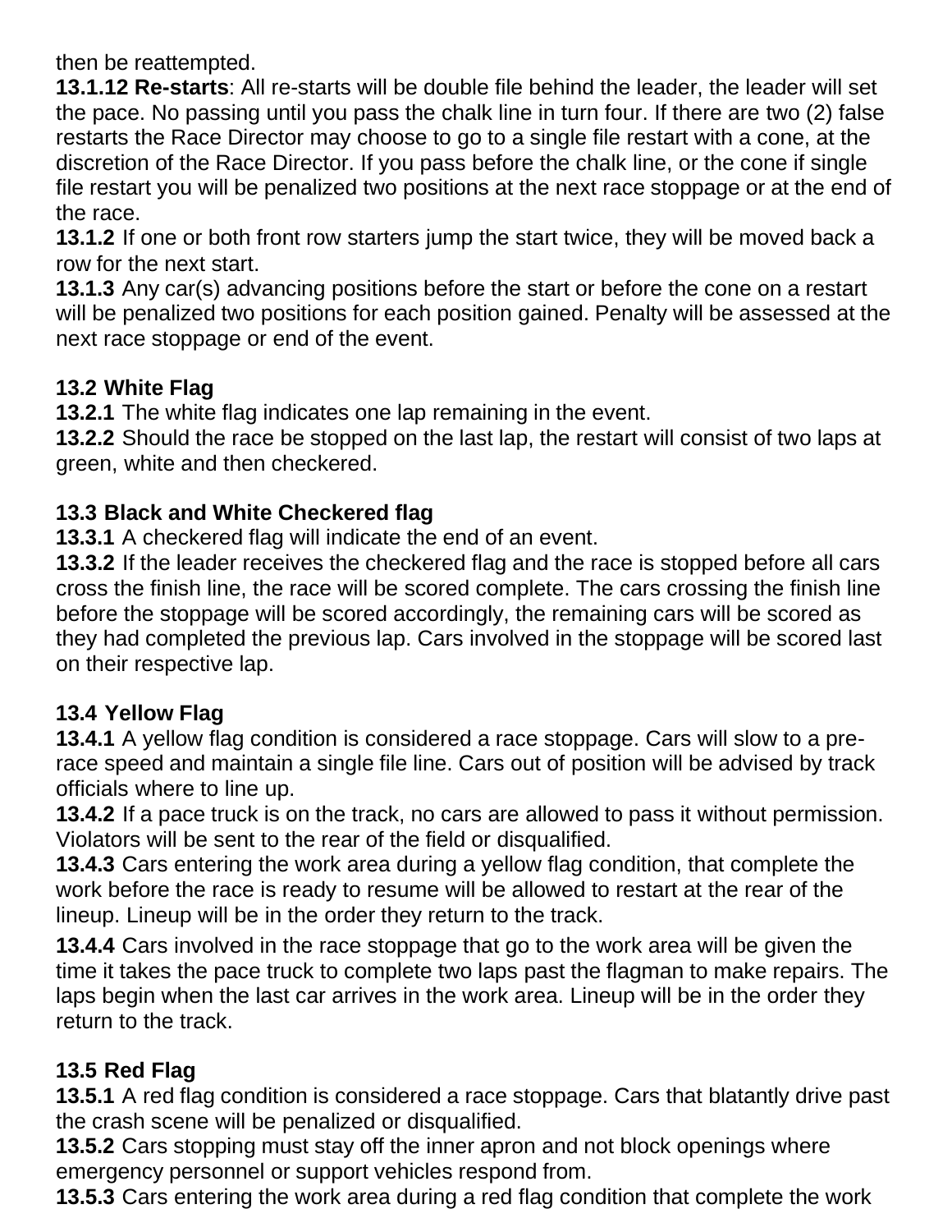then be reattempted.

**13.1.12 Re-starts**: All re-starts will be double file behind the leader, the leader will set the pace. No passing until you pass the chalk line in turn four. If there are two (2) false restarts the Race Director may choose to go to a single file restart with a cone, at the discretion of the Race Director. If you pass before the chalk line, or the cone if single file restart you will be penalized two positions at the next race stoppage or at the end of the race.

**13.1.2** If one or both front row starters jump the start twice, they will be moved back a row for the next start.

**13.1.3** Any car(s) advancing positions before the start or before the cone on a restart will be penalized two positions for each position gained. Penalty will be assessed at the next race stoppage or end of the event.

**13.2 White Flag**

**13.2.1** The white flag indicates one lap remaining in the event.

**13.2.2** Should the race be stopped on the last lap, the restart will consist of two laps at green, white and then checkered.

**13.3 Black and White Checkered flag**

**13.3.1** A checkered flag will indicate the end of an event.

**13.3.2** If the leader receives the checkered flag and the race is stopped before all cars cross the finish line, the race will be scored complete. The cars crossing the finish line before the stoppage will be scored accordingly, the remaining cars will be scored as they had completed the previous lap. Cars involved in the stoppage will be scored last on their respective lap.

**13.4 Yellow Flag**

**13.4.1** A yellow flag condition is considered a race stoppage. Cars will slow to a pre-race speed and maintain a single file line. Cars out of position will be advised by track officials where to line up.

**13.4.2** If a pace truck is on the track, no cars are allowed to pass it without permission. Violators will be sent to the rear of the field or disqualified.

**13.4.3** Cars entering the work area during a yellow flag condition, that complete the work before the race is ready to resume will be allowed to restart at the rear of the lineup. Lineup will be in the order they return to the track.

**13.4.4** Cars involved in the race stoppage that go to the work area will be given the time it takes the pace truck to complete two laps past the flagman to make repairs. The laps begin when the last car arrives in the work area. Lineup will be in the order they return to the track.

**13.5 Red Flag**

**13.5.1** A red flag condition is considered a race stoppage. Cars that blatantly drive past the crash scene will be penalized or disqualified.

**13.5.2** Cars stopping must stay off the inner apron and not block openings where emergency personnel or support vehicles respond from.

**13.5.3** Cars entering the work area during a red flag condition that complete the work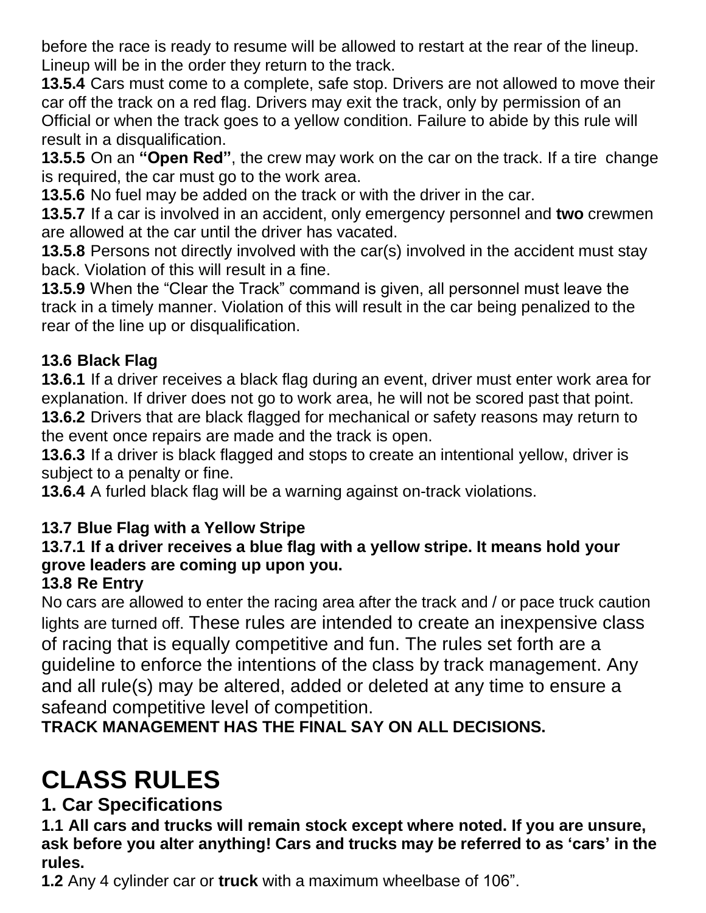before the race is ready to resume will be allowed to restart at the rear of the lineup. Lineup will be in the order they return to the track.

**13.5.4** Cars must come to a complete, safe stop. Drivers are not allowed to move their car off the track on a red flag. Drivers may exit the track, only by permission of an Official or when the track goes to a yellow condition. Failure to abide by this rule will result in a disqualification.

**13.5.5** On an **"Open Red"**, the crew may work on the car on the track. If a tire change is required, the car must go to the work area.

**13.5.6** No fuel may be added on the track or with the driver in the car.

**13.5.7** If a car is involved in an accident, only emergency personnel and **two** crewmen are allowed at the car until the driver has vacated.

**13.5.8** Persons not directly involved with the car(s) involved in the accident must stay back. Violation of this will result in a fine.

**13.5.9** When the "Clear the Track" command is given, all personnel must leave the track in a timely manner. Violation of this will result in the car being penalized to the rear of the line up or disqualification.

**13.6 Black Flag**

**13.6.1** If a driver receives a black flag during an event, driver must enter work area for explanation. If driver does not go to work area, he will not be scored past that point.

**13.6.2** Drivers that are black flagged for mechanical or safety reasons may return to the event once repairs are made and the track is open.

**13.6.3** If a driver is black flagged and stops to create an intentional yellow, driver is subject to a penalty or fine.

**13.6.4** A furled black flag will be a warning against on-track violations.

**13.7 Blue Flag with a Yellow Stripe**

**13.7.1 If a driver receives a blue flag with a yellow stripe. It means hold your grove leaders are coming up upon you.**

**13.8 Re Entry**

No cars are allowed to enter the racing area after the track and / or pace truck caution lights are turned off. These rules are intended to create an inexpensive class of racing that is equally competitive and fun. The rules set forth are a guideline to enforce the intentions of the class by track management. Any and all rule(s) may be altered, added or deleted at any time to ensure a safeand competitive level of competition.

**TRACK MANAGEMENT HAS THE FINAL SAY ON ALL DECISIONS.**

# CLASS RULES

## 1. Car Specifications

**1.1 All cars and trucks will remain stock except where noted. If you are unsure, ask before you alter anything! Cars and trucks may be referred to as 'cars' in the rules.**

**1.2** Any 4 cylinder car or **truck** with a maximum wheelbase of 106".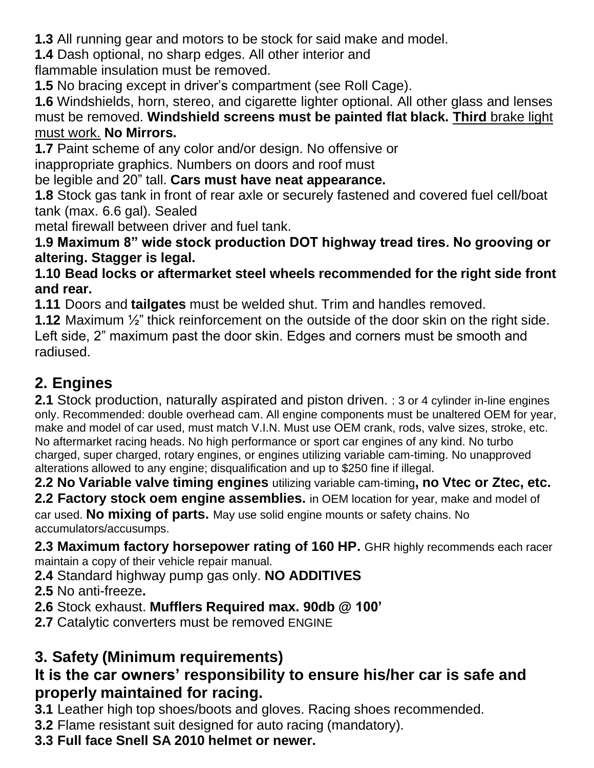**1.3** All running gear and motors to be stock for said make and model.
**1.4** Dash optional, no sharp edges. All other interior and flammable insulation must be removed.
**1.5** No bracing except in driver's compartment (see Roll Cage).
**1.6** Windshields, horn, stereo, and cigarette lighter optional. All other glass and lenses must be removed. **Windshield screens must be painted flat black.** <u>**Third** brake light must work.</u> **No Mirrors.**
**1.7** Paint scheme of any color and/or design. No offensive or inappropriate graphics. Numbers on doors and roof must be legible and 20" tall. **Cars must have neat appearance.**
**1.8** Stock gas tank in front of rear axle or securely fastened and covered fuel cell/boat tank (max. 6.6 gal). Sealed metal firewall between driver and fuel tank.
**1.9 Maximum 8" wide stock production DOT highway tread tires. No grooving or altering. Stagger is legal.**
**1.10 Bead locks or aftermarket steel wheels recommended for the right side front and rear.**
**1.11** Doors and **tailgates** must be welded shut. Trim and handles removed.
**1.12** Maximum ½" thick reinforcement on the outside of the door skin on the right side. Left side, 2" maximum past the door skin. Edges and corners must be smooth and radiused.

## 2. Engines

**2.1** Stock production, naturally aspirated and piston driven. : 3 or 4 cylinder in-line engines only. Recommended: double overhead cam. All engine components must be unaltered OEM for year, make and model of car used, must match V.I.N. Must use OEM crank, rods, valve sizes, stroke, etc. No aftermarket racing heads. No high performance or sport car engines of any kind. No turbo charged, super charged, rotary engines, or engines utilizing variable cam-timing. No unapproved alterations allowed to any engine; disqualification and up to $250 fine if illegal.
**2.2 No Variable valve timing engines** utilizing variable cam-timing**, no Vtec or Ztec, etc.**
**2.2 Factory stock oem engine assemblies.** in OEM location for year, make and model of car used. **No mixing of parts.** May use solid engine mounts or safety chains. No accumulators/accusumps.
**2.3 Maximum factory horsepower rating of 160 HP.** GHR highly recommends each racer maintain a copy of their vehicle repair manual.
**2.4** Standard highway pump gas only. **NO ADDITIVES**
**2.5** No anti-freeze**.**
**2.6** Stock exhaust. **Mufflers Required max. 90db @ 100'**
**2.7** Catalytic converters must be removed ENGINE

## 3. Safety (Minimum requirements)

### It is the car owners' responsibility to ensure his/her car is safe and properly maintained for racing.

**3.1** Leather high top shoes/boots and gloves. Racing shoes recommended.
**3.2** Flame resistant suit designed for auto racing (mandatory).
**3.3 Full face Snell SA 2010 helmet or newer.**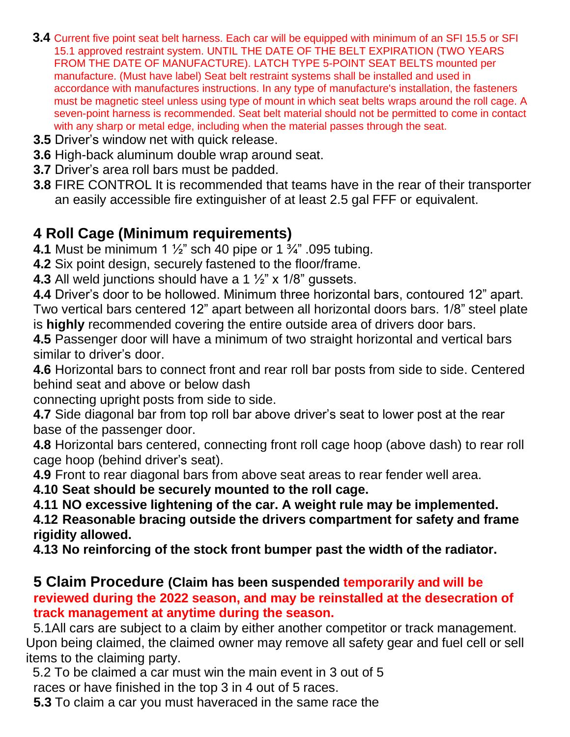**3.4** Current five point seat belt harness. Each car will be equipped with minimum of an SFI 15.5 or SFI 15.1 approved restraint system. UNTIL THE DATE OF THE BELT EXPIRATION (TWO YEARS FROM THE DATE OF MANUFACTURE). LATCH TYPE 5-POINT SEAT BELTS mounted per manufacture. (Must have label) Seat belt restraint systems shall be installed and used in accordance with manufactures instructions. In any type of manufacture's installation, the fasteners must be magnetic steel unless using type of mount in which seat belts wraps around the roll cage. A seven-point harness is recommended. Seat belt material should not be permitted to come in contact with any sharp or metal edge, including when the material passes through the seat.

**3.5** Driver's window net with quick release.

**3.6** High-back aluminum double wrap around seat.

**3.7** Driver's area roll bars must be padded.

**3.8** FIRE CONTROL It is recommended that teams have in the rear of their transporter an easily accessible fire extinguisher of at least 2.5 gal FFF or equivalent.

## 4 Roll Cage (Minimum requirements)

**4.1** Must be minimum 1 ½" sch 40 pipe or 1 ¾" .095 tubing.

**4.2** Six point design, securely fastened to the floor/frame.

**4.3** All weld junctions should have a 1 ½" x 1/8" gussets.

**4.4** Driver's door to be hollowed. Minimum three horizontal bars, contoured 12" apart. Two vertical bars centered 12" apart between all horizontal doors bars. 1/8" steel plate is **highly** recommended covering the entire outside area of drivers door bars.

**4.5** Passenger door will have a minimum of two straight horizontal and vertical bars similar to driver's door.

**4.6** Horizontal bars to connect front and rear roll bar posts from side to side. Centered behind seat and above or below dash
connecting upright posts from side to side.

**4.7** Side diagonal bar from top roll bar above driver's seat to lower post at the rear base of the passenger door.

**4.8** Horizontal bars centered, connecting front roll cage hoop (above dash) to rear roll cage hoop (behind driver's seat).

**4.9** Front to rear diagonal bars from above seat areas to rear fender well area.

**4.10 Seat should be securely mounted to the roll cage.**

**4.11 NO excessive lightening of the car. A weight rule may be implemented.**

**4.12 Reasonable bracing outside the drivers compartment for safety and frame rigidity allowed.**

**4.13 No reinforcing of the stock front bumper past the width of the radiator.**

## 5 Claim Procedure (Claim has been suspended temporarily and will be reviewed during the 2022 season, and may be reinstalled at the desecration of track management at anytime during the season.

5.1All cars are subject to a claim by either another competitor or track management. Upon being claimed, the claimed owner may remove all safety gear and fuel cell or sell items to the claiming party.

5.2 To be claimed a car must win the main event in 3 out of 5
races or have finished in the top 3 in 4 out of 5 races.

**5.3** To claim a car you must haveraced in the same race the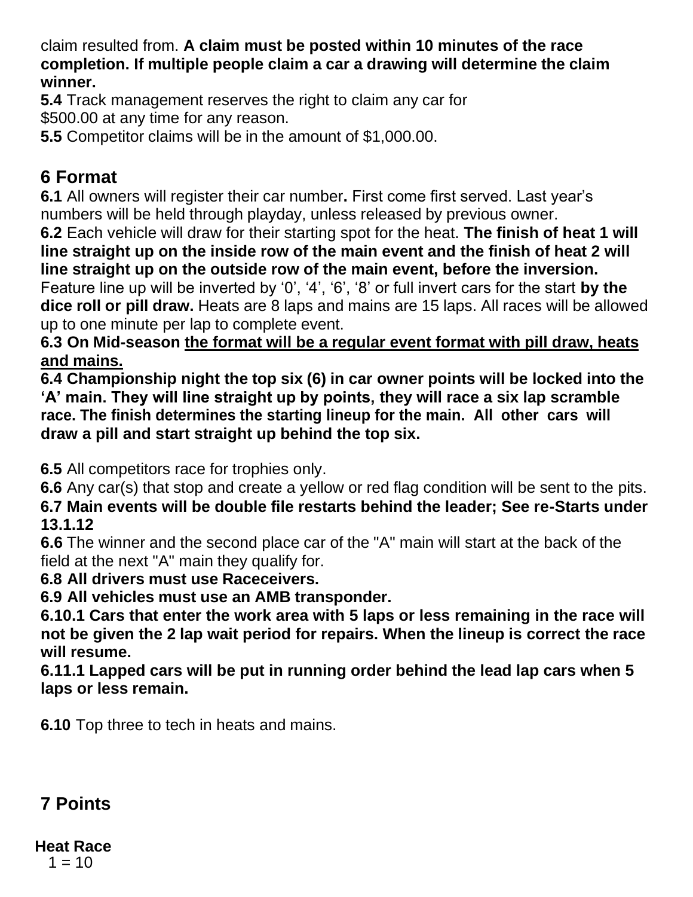claim resulted from. **A claim must be posted within 10 minutes of the race completion. If multiple people claim a car a drawing will determine the claim winner.**

**5.4** Track management reserves the right to claim any car for $500.00 at any time for any reason.

**5.5** Competitor claims will be in the amount of $1,000.00.

## 6 Format

**6.1** All owners will register their car number**.** First come first served. Last year's numbers will be held through playday, unless released by previous owner.

**6.2** Each vehicle will draw for their starting spot for the heat. **The finish of heat 1 will line straight up on the inside row of the main event and the finish of heat 2 will line straight up on the outside row of the main event, before the inversion.** Feature line up will be inverted by '0', '4', '6', '8' or full invert cars for the start **by the dice roll or pill draw.** Heats are 8 laps and mains are 15 laps. All races will be allowed up to one minute per lap to complete event.

**6.3 On Mid-season <u>the format will be a regular event format with pill draw, heats and mains.</u>**

**6.4 Championship night the top six (6) in car owner points will be locked into the 'A' main. They will line straight up by points, they will race a six lap scramble race. The finish determines the starting lineup for the main. All other cars will draw a pill and start straight up behind the top six.**

**6.5** All competitors race for trophies only.

**6.6** Any car(s) that stop and create a yellow or red flag condition will be sent to the pits.

**6.7 Main events will be double file restarts behind the leader; See re-Starts under 13.1.12**

**6.6** The winner and the second place car of the "A" main will start at the back of the field at the next "A" main they qualify for.

**6.8 All drivers must use Raceceivers.**

**6.9 All vehicles must use an AMB transponder.**

**6.10.1 Cars that enter the work area with 5 laps or less remaining in the race will not be given the 2 lap wait period for repairs. When the lineup is correct the race will resume.**

**6.11.1 Lapped cars will be put in running order behind the lead lap cars when 5 laps or less remain.**

**6.10** Top three to tech in heats and mains.

## 7 Points

**Heat Race**

1 = 10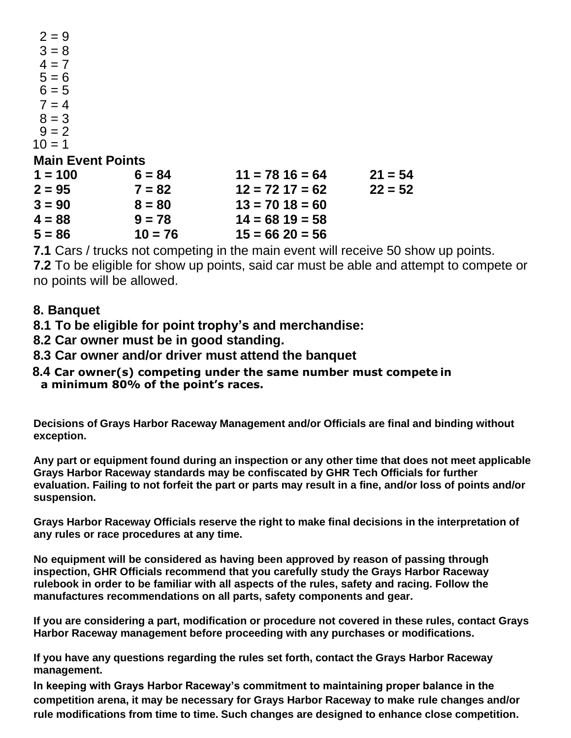2 = 9
3 = 8
4 = 7
5 = 6
6 = 5
7 = 4
8 = 3
9 = 2
10 = 1

**Main Event Points**

| | | | | |
|---|---|---|---|---|
| **1 = 100** | **6 = 84** | **11 = 78** | **16 = 64** | **21 = 54** |
| **2 = 95** | **7 = 82** | **12 = 72** | **17 = 62** | **22 = 52** |
| **3 = 90** | **8 = 80** | **13 = 70** | **18 = 60** | |
| **4 = 88** | **9 = 78** | **14 = 68** | **19 = 58** | |
| **5 = 86** | **10 = 76** | **15 = 66** | **20 = 56** | |

**7.1** Cars / trucks not competing in the main event will receive 50 show up points.
**7.2** To be eligible for show up points, said car must be able and attempt to compete or no points will be allowed.

## 8. Banquet

**8.1 To be eligible for point trophy's and merchandise:**
**8.2 Car owner must be in good standing.**
**8.3 Car owner and/or driver must attend the banquet**
**8.4 Car owner(s) competing under the same number must compete in a minimum 80% of the point's races.**

**Decisions of Grays Harbor Raceway Management and/or Officials are final and binding without exception.**

**Any part or equipment found during an inspection or any other time that does not meet applicable Grays Harbor Raceway standards may be confiscated by GHR Tech Officials for further evaluation. Failing to not forfeit the part or parts may result in a fine, and/or loss of points and/or suspension.**

**Grays Harbor Raceway Officials reserve the right to make final decisions in the interpretation of any rules or race procedures at any time.**

**No equipment will be considered as having been approved by reason of passing through inspection, GHR Officials recommend that you carefully study the Grays Harbor Raceway rulebook in order to be familiar with all aspects of the rules, safety and racing. Follow the manufactures recommendations on all parts, safety components and gear.**

**If you are considering a part, modification or procedure not covered in these rules, contact Grays Harbor Raceway management before proceeding with any purchases or modifications.**

**If you have any questions regarding the rules set forth, contact the Grays Harbor Raceway management.**

**In keeping with Grays Harbor Raceway's commitment to maintaining proper balance in the competition arena, it may be necessary for Grays Harbor Raceway to make rule changes and/or rule modifications from time to time. Such changes are designed to enhance close competition.**